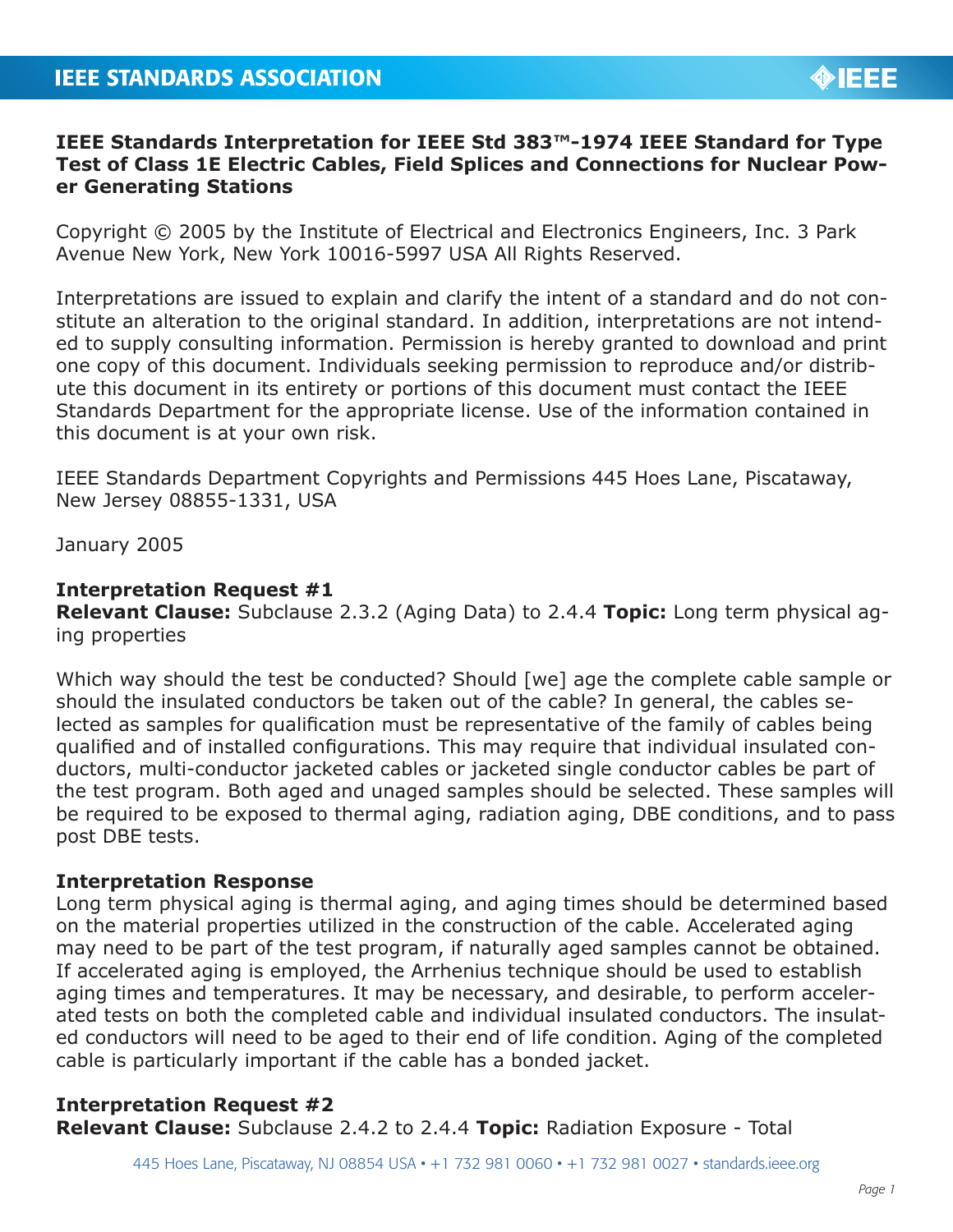**IEEE Standards Interpretation for IEEE Std 383™-1974 IEEE Standard for Type Test of Class 1E Electric Cables, Field Splices and Connections for Nuclear Power Generating Stations**

Copyright © 2005 by the Institute of Electrical and Electronics Engineers, Inc. 3 Park Avenue New York, New York 10016-5997 USA All Rights Reserved.

Interpretations are issued to explain and clarify the intent of a standard and do not constitute an alteration to the original standard. In addition, interpretations are not intended to supply consulting information. Permission is hereby granted to download and print one copy of this document. Individuals seeking permission to reproduce and/or distribute this document in its entirety or portions of this document must contact the IEEE Standards Department for the appropriate license. Use of the information contained in this document is at your own risk.

IEEE Standards Department Copyrights and Permissions 445 Hoes Lane, Piscataway, New Jersey 08855-1331, USA

January 2005

**Interpretation Request #1**
**Relevant Clause:** Subclause 2.3.2 (Aging Data) to 2.4.4 **Topic:** Long term physical aging properties

Which way should the test be conducted? Should [we] age the complete cable sample or should the insulated conductors be taken out of the cable? In general, the cables selected as samples for qualification must be representative of the family of cables being qualified and of installed configurations. This may require that individual insulated conductors, multi-conductor jacketed cables or jacketed single conductor cables be part of the test program. Both aged and unaged samples should be selected. These samples will be required to be exposed to thermal aging, radiation aging, DBE conditions, and to pass post DBE tests.

**Interpretation Response**
Long term physical aging is thermal aging, and aging times should be determined based on the material properties utilized in the construction of the cable. Accelerated aging may need to be part of the test program, if naturally aged samples cannot be obtained. If accelerated aging is employed, the Arrhenius technique should be used to establish aging times and temperatures. It may be necessary, and desirable, to perform accelerated tests on both the completed cable and individual insulated conductors. The insulated conductors will need to be aged to their end of life condition. Aging of the completed cable is particularly important if the cable has a bonded jacket.

**Interpretation Request #2**
**Relevant Clause:** Subclause 2.4.2 to 2.4.4 **Topic:** Radiation Exposure - Total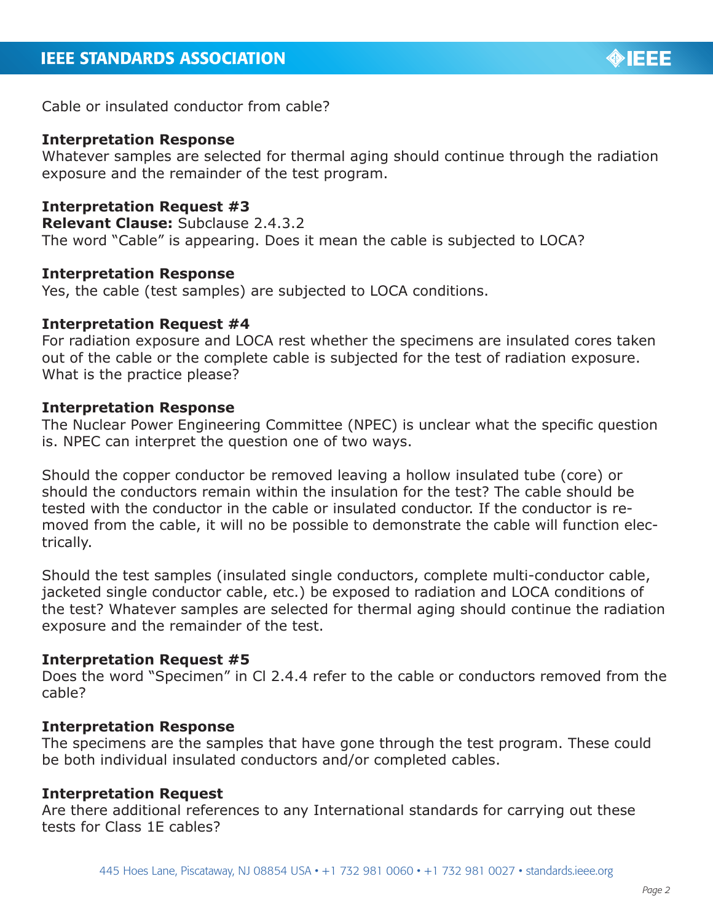Cable or insulated conductor from cable?

**Interpretation Response**
Whatever samples are selected for thermal aging should continue through the radiation exposure and the remainder of the test program.

**Interpretation Request #3**
**Relevant Clause:** Subclause 2.4.3.2
The word "Cable" is appearing. Does it mean the cable is subjected to LOCA?

**Interpretation Response**
Yes, the cable (test samples) are subjected to LOCA conditions.

**Interpretation Request #4**
For radiation exposure and LOCA rest whether the specimens are insulated cores taken out of the cable or the complete cable is subjected for the test of radiation exposure. What is the practice please?

**Interpretation Response**
The Nuclear Power Engineering Committee (NPEC) is unclear what the specific question is. NPEC can interpret the question one of two ways.

Should the copper conductor be removed leaving a hollow insulated tube (core) or should the conductors remain within the insulation for the test? The cable should be tested with the conductor in the cable or insulated conductor. If the conductor is removed from the cable, it will no be possible to demonstrate the cable will function electrically.

Should the test samples (insulated single conductors, complete multi-conductor cable, jacketed single conductor cable, etc.) be exposed to radiation and LOCA conditions of the test? Whatever samples are selected for thermal aging should continue the radiation exposure and the remainder of the test.

**Interpretation Request #5**
Does the word "Specimen" in Cl 2.4.4 refer to the cable or conductors removed from the cable?

**Interpretation Response**
The specimens are the samples that have gone through the test program. These could be both individual insulated conductors and/or completed cables.

**Interpretation Request**
Are there additional references to any International standards for carrying out these tests for Class 1E cables?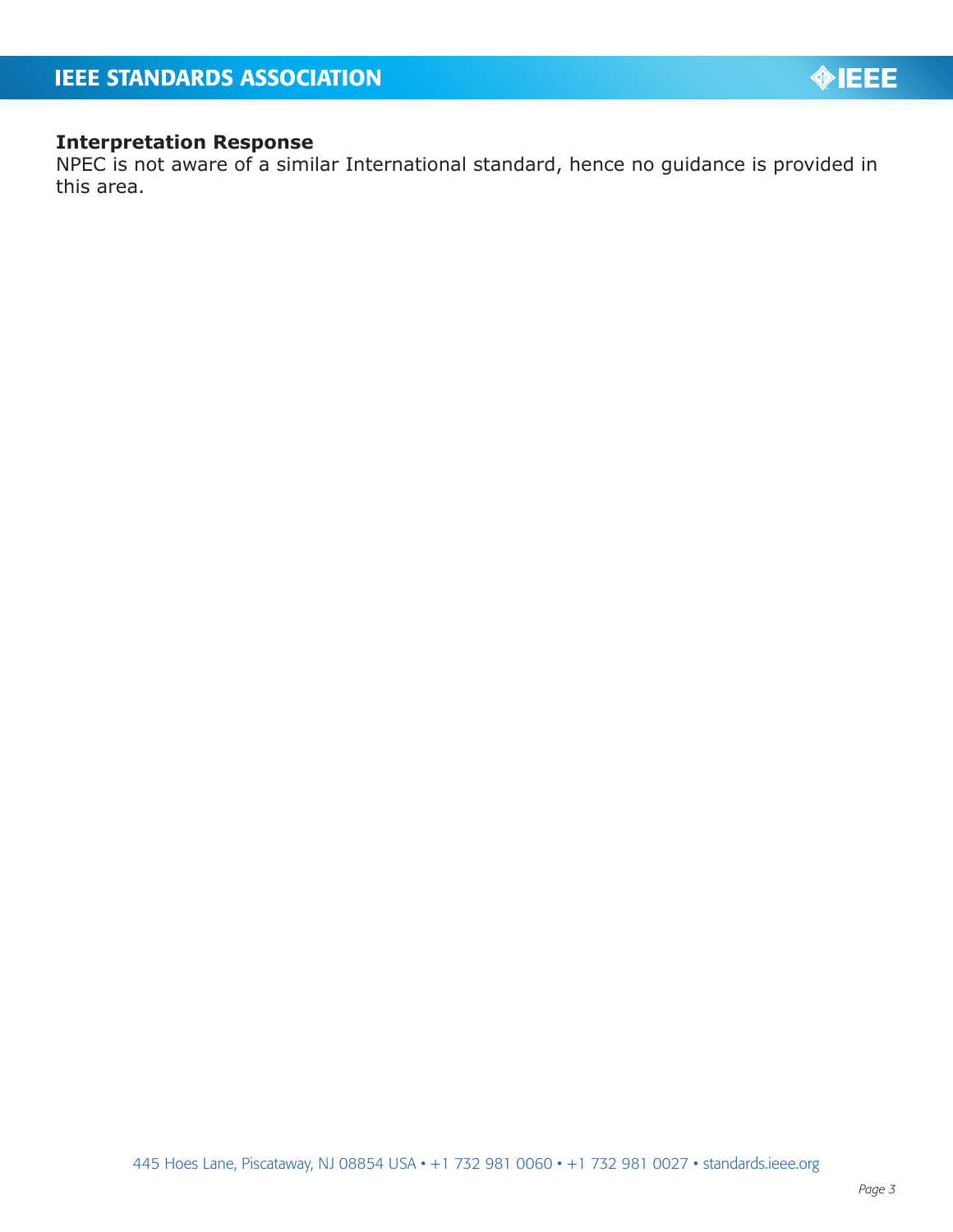**Interpretation Response**
NPEC is not aware of a similar International standard, hence no guidance is provided in this area.